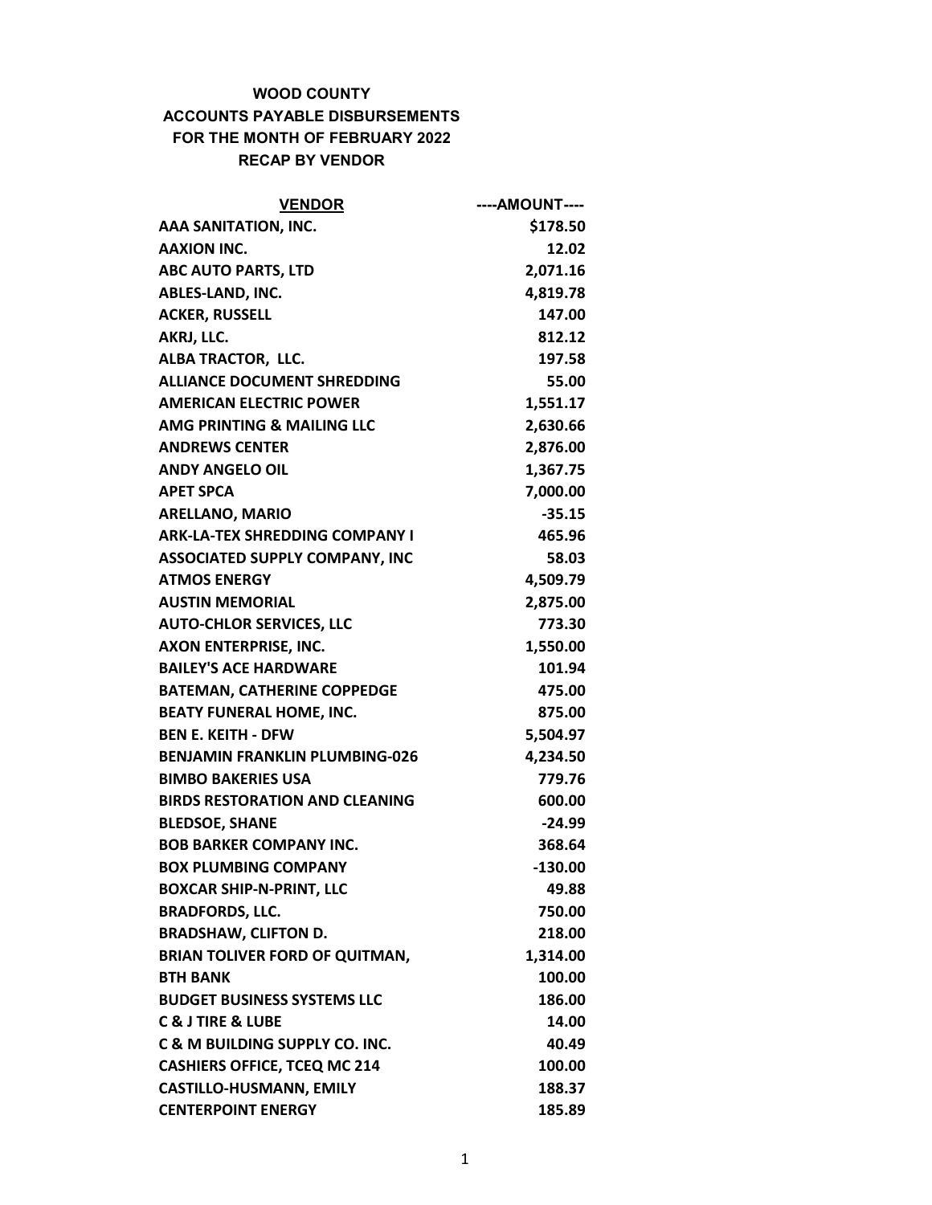# WOOD COUNTY
## ACCOUNTS PAYABLE DISBURSEMENTS
## FOR THE MONTH OF FEBRUARY 2022
## RECAP BY VENDOR

| VENDOR | ----AMOUNT---- |
|---|---:|
| AAA SANITATION, INC. | $178.50 |
| AAXION INC. | 12.02 |
| ABC AUTO PARTS, LTD | 2,071.16 |
| ABLES-LAND, INC. | 4,819.78 |
| ACKER, RUSSELL | 147.00 |
| AKRJ, LLC. | 812.12 |
| ALBA TRACTOR, LLC. | 197.58 |
| ALLIANCE DOCUMENT SHREDDING | 55.00 |
| AMERICAN ELECTRIC POWER | 1,551.17 |
| AMG PRINTING & MAILING LLC | 2,630.66 |
| ANDREWS CENTER | 2,876.00 |
| ANDY ANGELO OIL | 1,367.75 |
| APET SPCA | 7,000.00 |
| ARELLANO, MARIO | -35.15 |
| ARK-LA-TEX SHREDDING COMPANY I | 465.96 |
| ASSOCIATED SUPPLY COMPANY, INC | 58.03 |
| ATMOS ENERGY | 4,509.79 |
| AUSTIN MEMORIAL | 2,875.00 |
| AUTO-CHLOR SERVICES, LLC | 773.30 |
| AXON ENTERPRISE, INC. | 1,550.00 |
| BAILEY'S ACE HARDWARE | 101.94 |
| BATEMAN, CATHERINE COPPEDGE | 475.00 |
| BEATY FUNERAL HOME, INC. | 875.00 |
| BEN E. KEITH - DFW | 5,504.97 |
| BENJAMIN FRANKLIN PLUMBING-026 | 4,234.50 |
| BIMBO BAKERIES USA | 779.76 |
| BIRDS RESTORATION AND CLEANING | 600.00 |
| BLEDSOE, SHANE | -24.99 |
| BOB BARKER COMPANY INC. | 368.64 |
| BOX PLUMBING COMPANY | -130.00 |
| BOXCAR SHIP-N-PRINT, LLC | 49.88 |
| BRADFORDS, LLC. | 750.00 |
| BRADSHAW, CLIFTON D. | 218.00 |
| BRIAN TOLIVER FORD OF QUITMAN, | 1,314.00 |
| BTH BANK | 100.00 |
| BUDGET BUSINESS SYSTEMS LLC | 186.00 |
| C & J TIRE & LUBE | 14.00 |
| C & M BUILDING SUPPLY CO. INC. | 40.49 |
| CASHIERS OFFICE, TCEQ MC 214 | 100.00 |
| CASTILLO-HUSMANN, EMILY | 188.37 |
| CENTERPOINT ENERGY | 185.89 |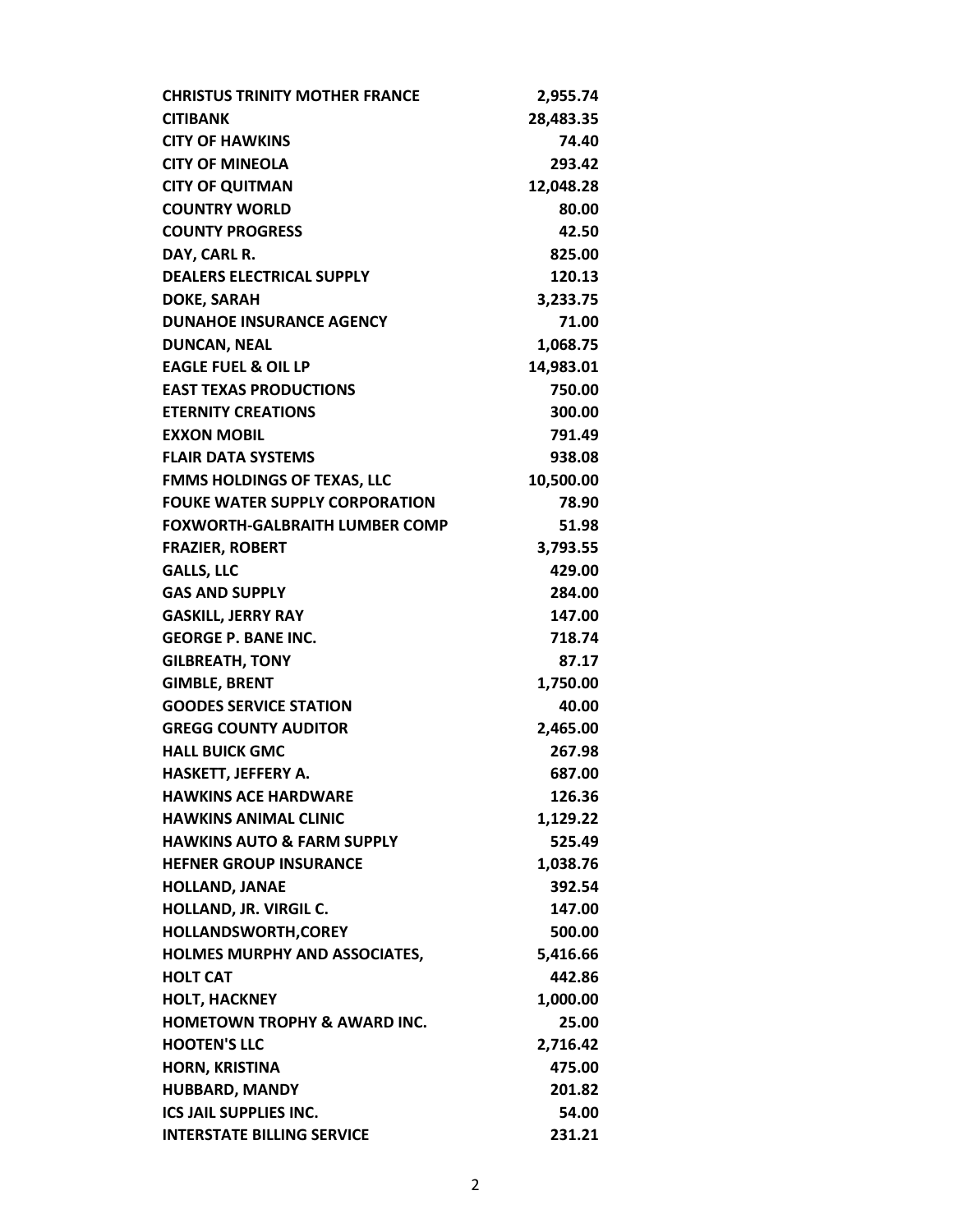| | |
|---|---|
| **CHRISTUS TRINITY MOTHER FRANCE** | **2,955.74** |
| **CITIBANK** | **28,483.35** |
| **CITY OF HAWKINS** | **74.40** |
| **CITY OF MINEOLA** | **293.42** |
| **CITY OF QUITMAN** | **12,048.28** |
| **COUNTRY WORLD** | **80.00** |
| **COUNTY PROGRESS** | **42.50** |
| **DAY, CARL R.** | **825.00** |
| **DEALERS ELECTRICAL SUPPLY** | **120.13** |
| **DOKE, SARAH** | **3,233.75** |
| **DUNAHOE INSURANCE AGENCY** | **71.00** |
| **DUNCAN, NEAL** | **1,068.75** |
| **EAGLE FUEL & OIL LP** | **14,983.01** |
| **EAST TEXAS PRODUCTIONS** | **750.00** |
| **ETERNITY CREATIONS** | **300.00** |
| **EXXON MOBIL** | **791.49** |
| **FLAIR DATA SYSTEMS** | **938.08** |
| **FMMS HOLDINGS OF TEXAS, LLC** | **10,500.00** |
| **FOUKE WATER SUPPLY CORPORATION** | **78.90** |
| **FOXWORTH-GALBRAITH LUMBER COMP** | **51.98** |
| **FRAZIER, ROBERT** | **3,793.55** |
| **GALLS, LLC** | **429.00** |
| **GAS AND SUPPLY** | **284.00** |
| **GASKILL, JERRY RAY** | **147.00** |
| **GEORGE P. BANE INC.** | **718.74** |
| **GILBREATH, TONY** | **87.17** |
| **GIMBLE, BRENT** | **1,750.00** |
| **GOODES SERVICE STATION** | **40.00** |
| **GREGG COUNTY AUDITOR** | **2,465.00** |
| **HALL BUICK GMC** | **267.98** |
| **HASKETT, JEFFERY A.** | **687.00** |
| **HAWKINS ACE HARDWARE** | **126.36** |
| **HAWKINS ANIMAL CLINIC** | **1,129.22** |
| **HAWKINS AUTO & FARM SUPPLY** | **525.49** |
| **HEFNER GROUP INSURANCE** | **1,038.76** |
| **HOLLAND, JANAE** | **392.54** |
| **HOLLAND, JR. VIRGIL C.** | **147.00** |
| **HOLLANDSWORTH,COREY** | **500.00** |
| **HOLMES MURPHY AND ASSOCIATES,** | **5,416.66** |
| **HOLT CAT** | **442.86** |
| **HOLT, HACKNEY** | **1,000.00** |
| **HOMETOWN TROPHY & AWARD INC.** | **25.00** |
| **HOOTEN'S LLC** | **2,716.42** |
| **HORN, KRISTINA** | **475.00** |
| **HUBBARD, MANDY** | **201.82** |
| **ICS JAIL SUPPLIES INC.** | **54.00** |
| **INTERSTATE BILLING SERVICE** | **231.21** |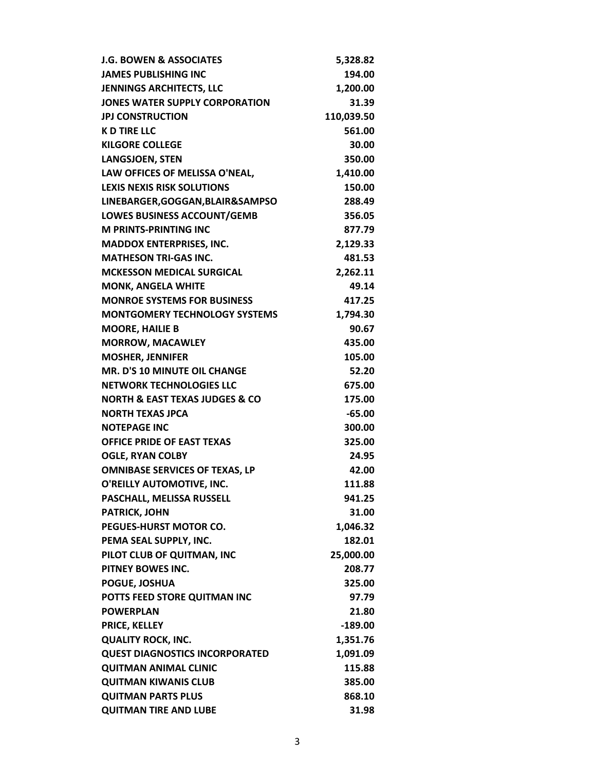| | |
|---|---|
| **J.G. BOWEN & ASSOCIATES** | **5,328.82** |
| **JAMES PUBLISHING INC** | **194.00** |
| **JENNINGS ARCHITECTS, LLC** | **1,200.00** |
| **JONES WATER SUPPLY CORPORATION** | **31.39** |
| **JPJ CONSTRUCTION** | **110,039.50** |
| **K D TIRE LLC** | **561.00** |
| **KILGORE COLLEGE** | **30.00** |
| **LANGSJOEN, STEN** | **350.00** |
| **LAW OFFICES OF MELISSA O'NEAL,** | **1,410.00** |
| **LEXIS NEXIS RISK SOLUTIONS** | **150.00** |
| **LINEBARGER,GOGGAN,BLAIR&SAMPSO** | **288.49** |
| **LOWES BUSINESS ACCOUNT/GEMB** | **356.05** |
| **M PRINTS-PRINTING INC** | **877.79** |
| **MADDOX ENTERPRISES, INC.** | **2,129.33** |
| **MATHESON TRI-GAS INC.** | **481.53** |
| **MCKESSON MEDICAL SURGICAL** | **2,262.11** |
| **MONK, ANGELA WHITE** | **49.14** |
| **MONROE SYSTEMS FOR BUSINESS** | **417.25** |
| **MONTGOMERY TECHNOLOGY SYSTEMS** | **1,794.30** |
| **MOORE, HAILIE B** | **90.67** |
| **MORROW, MACAWLEY** | **435.00** |
| **MOSHER, JENNIFER** | **105.00** |
| **MR. D'S 10 MINUTE OIL CHANGE** | **52.20** |
| **NETWORK TECHNOLOGIES LLC** | **675.00** |
| **NORTH & EAST TEXAS JUDGES & CO** | **175.00** |
| **NORTH TEXAS JPCA** | **-65.00** |
| **NOTEPAGE INC** | **300.00** |
| **OFFICE PRIDE OF EAST TEXAS** | **325.00** |
| **OGLE, RYAN COLBY** | **24.95** |
| **OMNIBASE SERVICES OF TEXAS, LP** | **42.00** |
| **O'REILLY AUTOMOTIVE, INC.** | **111.88** |
| **PASCHALL, MELISSA RUSSELL** | **941.25** |
| **PATRICK, JOHN** | **31.00** |
| **PEGUES-HURST MOTOR CO.** | **1,046.32** |
| **PEMA SEAL SUPPLY, INC.** | **182.01** |
| **PILOT CLUB OF QUITMAN, INC** | **25,000.00** |
| **PITNEY BOWES INC.** | **208.77** |
| **POGUE, JOSHUA** | **325.00** |
| **POTTS FEED STORE QUITMAN INC** | **97.79** |
| **POWERPLAN** | **21.80** |
| **PRICE, KELLEY** | **-189.00** |
| **QUALITY ROCK, INC.** | **1,351.76** |
| **QUEST DIAGNOSTICS INCORPORATED** | **1,091.09** |
| **QUITMAN ANIMAL CLINIC** | **115.88** |
| **QUITMAN KIWANIS CLUB** | **385.00** |
| **QUITMAN PARTS PLUS** | **868.10** |
| **QUITMAN TIRE AND LUBE** | **31.98** |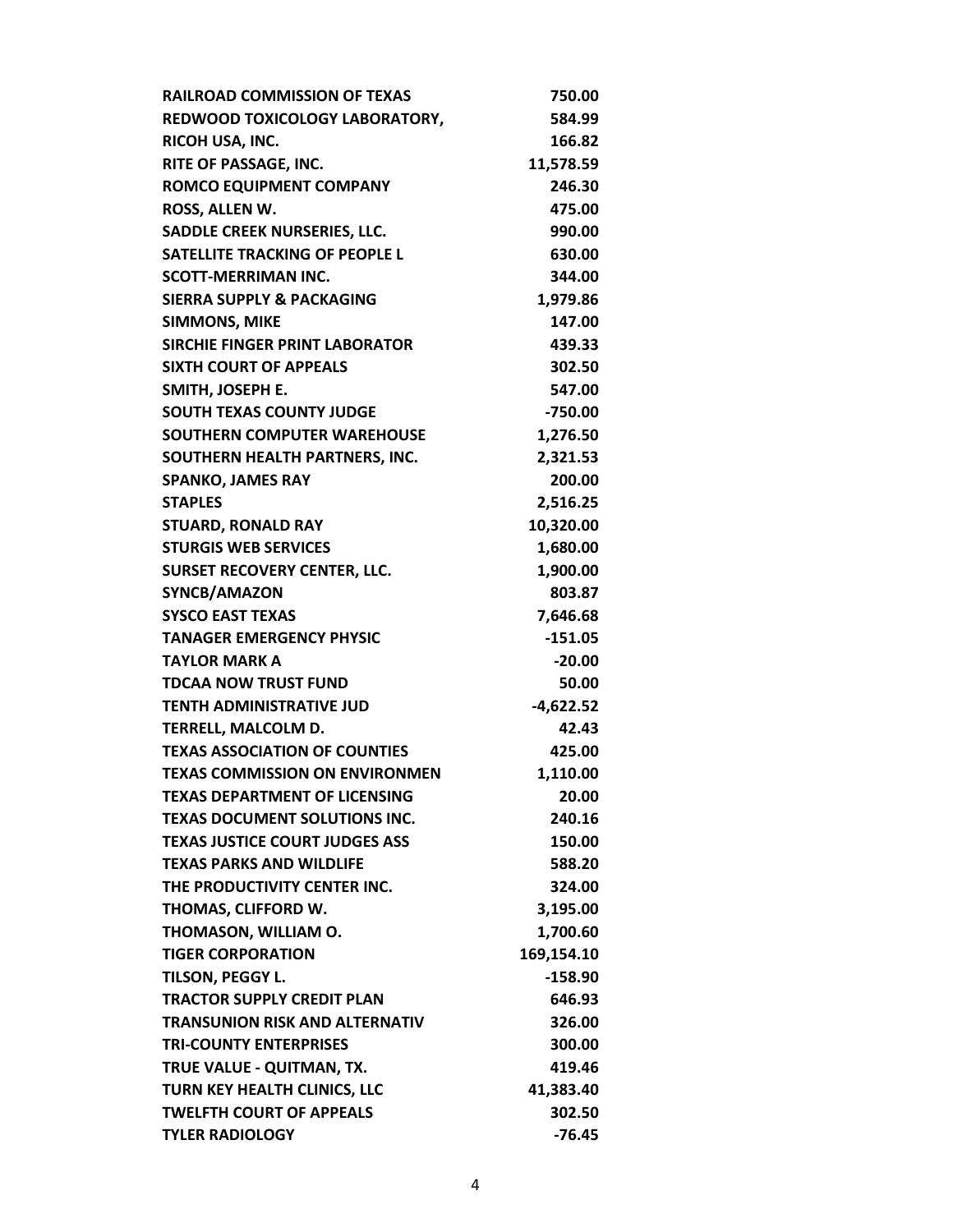| | |
|---|---:|
| RAILROAD COMMISSION OF TEXAS | 750.00 |
| REDWOOD TOXICOLOGY LABORATORY, | 584.99 |
| RICOH USA, INC. | 166.82 |
| RITE OF PASSAGE, INC. | 11,578.59 |
| ROMCO EQUIPMENT COMPANY | 246.30 |
| ROSS, ALLEN W. | 475.00 |
| SADDLE CREEK NURSERIES, LLC. | 990.00 |
| SATELLITE TRACKING OF PEOPLE L | 630.00 |
| SCOTT-MERRIMAN INC. | 344.00 |
| SIERRA SUPPLY & PACKAGING | 1,979.86 |
| SIMMONS, MIKE | 147.00 |
| SIRCHIE FINGER PRINT LABORATOR | 439.33 |
| SIXTH COURT OF APPEALS | 302.50 |
| SMITH, JOSEPH E. | 547.00 |
| SOUTH TEXAS COUNTY JUDGE | -750.00 |
| SOUTHERN COMPUTER WAREHOUSE | 1,276.50 |
| SOUTHERN HEALTH PARTNERS, INC. | 2,321.53 |
| SPANKO, JAMES RAY | 200.00 |
| STAPLES | 2,516.25 |
| STUARD, RONALD RAY | 10,320.00 |
| STURGIS WEB SERVICES | 1,680.00 |
| SURSET RECOVERY CENTER, LLC. | 1,900.00 |
| SYNCB/AMAZON | 803.87 |
| SYSCO EAST TEXAS | 7,646.68 |
| TANAGER EMERGENCY PHYSIC | -151.05 |
| TAYLOR MARK A | -20.00 |
| TDCAA NOW TRUST FUND | 50.00 |
| TENTH ADMINISTRATIVE JUD | -4,622.52 |
| TERRELL, MALCOLM D. | 42.43 |
| TEXAS ASSOCIATION OF COUNTIES | 425.00 |
| TEXAS COMMISSION ON ENVIRONMEN | 1,110.00 |
| TEXAS DEPARTMENT OF LICENSING | 20.00 |
| TEXAS DOCUMENT SOLUTIONS INC. | 240.16 |
| TEXAS JUSTICE COURT JUDGES ASS | 150.00 |
| TEXAS PARKS AND WILDLIFE | 588.20 |
| THE PRODUCTIVITY CENTER INC. | 324.00 |
| THOMAS, CLIFFORD W. | 3,195.00 |
| THOMASON, WILLIAM O. | 1,700.60 |
| TIGER CORPORATION | 169,154.10 |
| TILSON, PEGGY L. | -158.90 |
| TRACTOR SUPPLY CREDIT PLAN | 646.93 |
| TRANSUNION RISK AND ALTERNATIV | 326.00 |
| TRI-COUNTY ENTERPRISES | 300.00 |
| TRUE VALUE - QUITMAN, TX. | 419.46 |
| TURN KEY HEALTH CLINICS, LLC | 41,383.40 |
| TWELFTH COURT OF APPEALS | 302.50 |
| TYLER RADIOLOGY | -76.45 |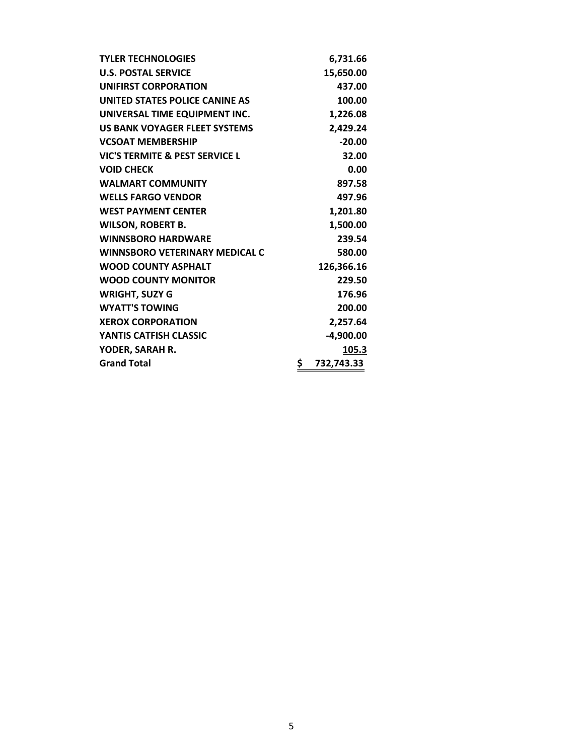| | |
|---|---|
| **TYLER TECHNOLOGIES** | **6,731.66** |
| **U.S. POSTAL SERVICE** | **15,650.00** |
| **UNIFIRST CORPORATION** | **437.00** |
| **UNITED STATES POLICE CANINE AS** | **100.00** |
| **UNIVERSAL TIME EQUIPMENT INC.** | **1,226.08** |
| **US BANK VOYAGER FLEET SYSTEMS** | **2,429.24** |
| **VCSOAT MEMBERSHIP** | **-20.00** |
| **VIC'S TERMITE & PEST SERVICE L** | **32.00** |
| **VOID CHECK** | **0.00** |
| **WALMART COMMUNITY** | **897.58** |
| **WELLS FARGO VENDOR** | **497.96** |
| **WEST PAYMENT CENTER** | **1,201.80** |
| **WILSON, ROBERT B.** | **1,500.00** |
| **WINNSBORO HARDWARE** | **239.54** |
| **WINNSBORO VETERINARY MEDICAL C** | **580.00** |
| **WOOD COUNTY ASPHALT** | **126,366.16** |
| **WOOD COUNTY MONITOR** | **229.50** |
| **WRIGHT, SUZY G** | **176.96** |
| **WYATT'S TOWING** | **200.00** |
| **XEROX CORPORATION** | **2,257.64** |
| **YANTIS CATFISH CLASSIC** | **-4,900.00** |
| **YODER, SARAH R.** | **105.3** |
| **Grand Total** | **$ 732,743.33** |